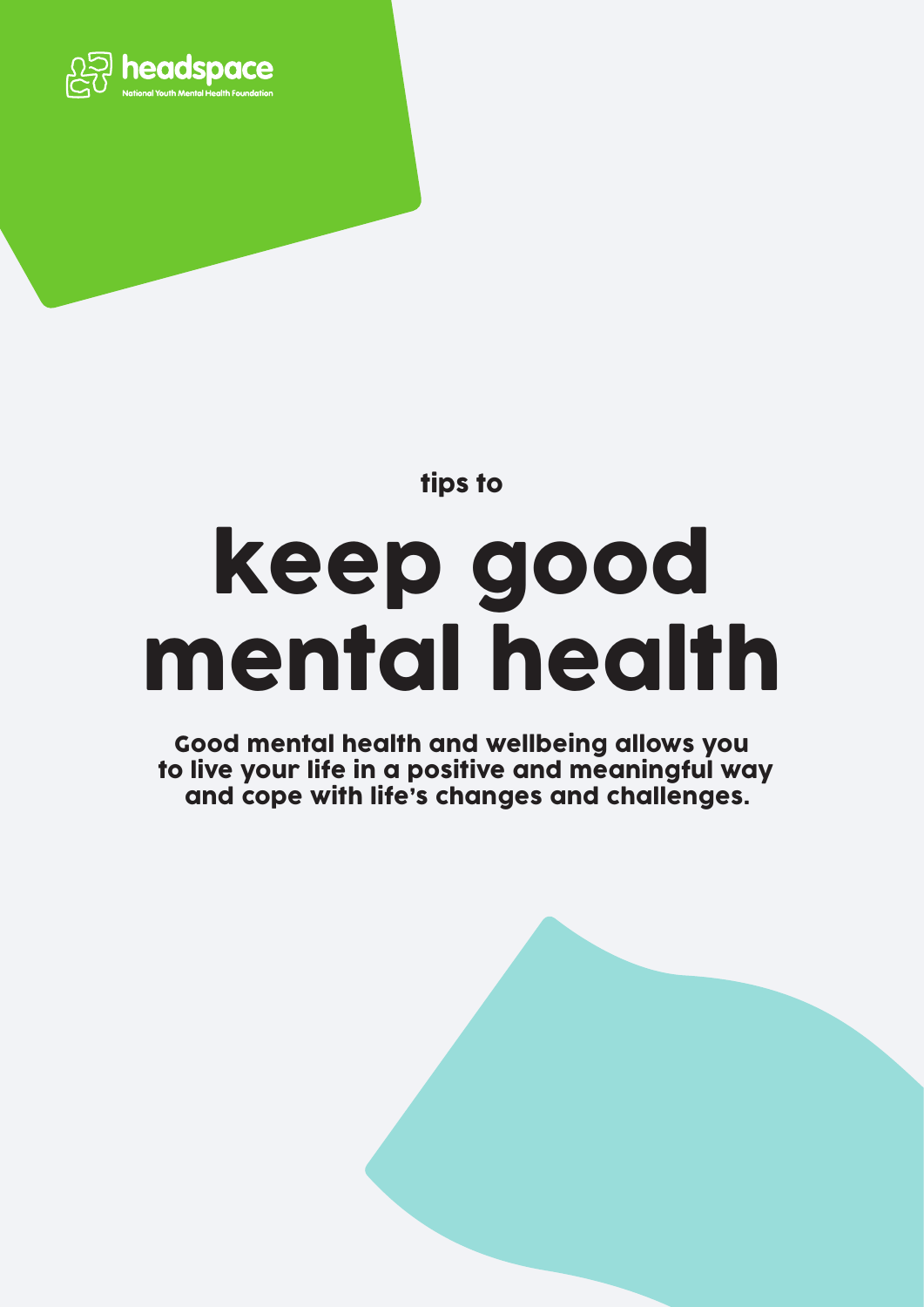headspace

National Youth Mental Health Foundation

tips to

# keep good mental health

**Good mental health and wellbeing allows you to live your life in a positive and meaningful way and cope with life's changes and challenges.**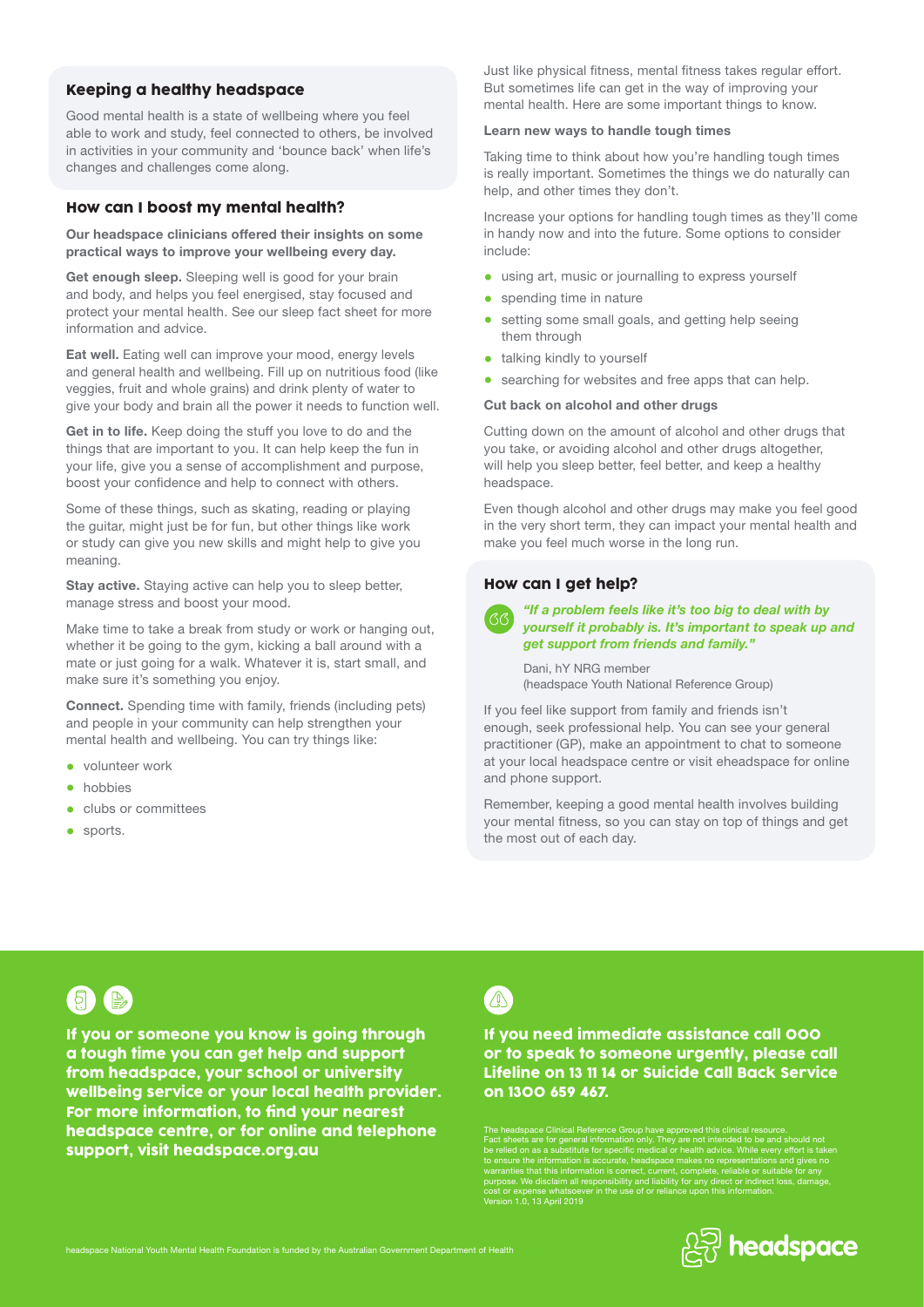## Keeping a healthy headspace

Good mental health is a state of wellbeing where you feel able to work and study, feel connected to others, be involved in activities in your community and 'bounce back' when life's changes and challenges come along.

## How can I boost my mental health?

**Our headspace clinicians offered their insights on some practical ways to improve your wellbeing every day.**

**Get enough sleep.** Sleeping well is good for your brain and body, and helps you feel energised, stay focused and protect your mental health. See our sleep fact sheet for more information and advice.

**Eat well.** Eating well can improve your mood, energy levels and general health and wellbeing. Fill up on nutritious food (like veggies, fruit and whole grains) and drink plenty of water to give your body and brain all the power it needs to function well.

**Get in to life.** Keep doing the stuff you love to do and the things that are important to you. It can help keep the fun in your life, give you a sense of accomplishment and purpose, boost your confidence and help to connect with others.

Some of these things, such as skating, reading or playing the guitar, might just be for fun, but other things like work or study can give you new skills and might help to give you meaning.

**Stay active.** Staying active can help you to sleep better, manage stress and boost your mood.

Make time to take a break from study or work or hanging out, whether it be going to the gym, kicking a ball around with a mate or just going for a walk. Whatever it is, start small, and make sure it's something you enjoy.

**Connect.** Spending time with family, friends (including pets) and people in your community can help strengthen your mental health and wellbeing. You can try things like:

- volunteer work
- hobbies
- clubs or committees
- sports.

Just like physical fitness, mental fitness takes regular effort. But sometimes life can get in the way of improving your mental health. Here are some important things to know.

**Learn new ways to handle tough times**

Taking time to think about how you're handling tough times is really important. Sometimes the things we do naturally can help, and other times they don't.

Increase your options for handling tough times as they'll come in handy now and into the future. Some options to consider include:

- using art, music or journalling to express yourself
- spending time in nature
- setting some small goals, and getting help seeing them through
- talking kindly to yourself
- searching for websites and free apps that can help.

**Cut back on alcohol and other drugs**

Cutting down on the amount of alcohol and other drugs that you take, or avoiding alcohol and other drugs altogether, will help you sleep better, feel better, and keep a healthy headspace.

Even though alcohol and other drugs may make you feel good in the very short term, they can impact your mental health and make you feel much worse in the long run.

## How can I get help?

***"If a problem feels like it's too big to deal with by yourself it probably is. It's important to speak up and get support from friends and family."***

Dani, hY NRG member
(headspace Youth National Reference Group)

If you feel like support from family and friends isn't enough, seek professional help. You can see your general practitioner (GP), make an appointment to chat to someone at your local headspace centre or visit eheadspace for online and phone support.

Remember, keeping a good mental health involves building your mental fitness, so you can stay on top of things and get the most out of each day.

**If you or someone you know is going through a tough time you can get help and support from headspace, your school or university wellbeing service or your local health provider. For more information, to find your nearest headspace centre, or for online and telephone support, visit headspace.org.au**

**If you need immediate assistance call 000 or to speak to someone urgently, please call Lifeline on 13 11 14 or Suicide Call Back Service on 1300 659 467.**

The headspace Clinical Reference Group have approved this clinical resource.
Fact sheets are for general information only. They are not intended to be and should not be relied on as a substitute for specific medical or health advice. While every effort is taken to ensure the information is accurate, headspace makes no representations and gives no warranties that this information is correct, current, complete, reliable or suitable for any purpose. We disclaim all responsibility and liability for any direct or indirect loss, damage, cost or expense whatsoever in the use of or reliance upon this information.
Version 1.0, 13 April 2019

headspace National Youth Mental Health Foundation is funded by the Australian Government Department of Health

headspace